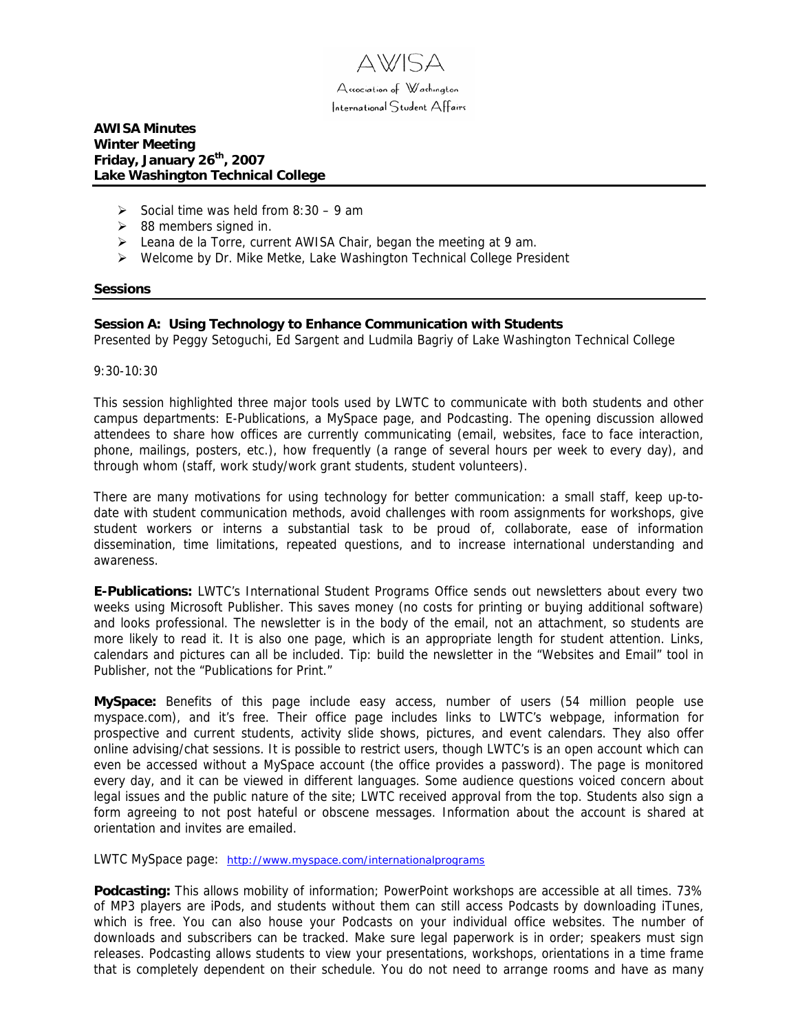AWISA

Association of Washington International Student Affairs

**AWISA Minutes**
**Winter Meeting**
**Friday, January 26th, 2007**
**Lake Washington Technical College**

- Social time was held from 8:30 – 9 am
- 88 members signed in.
- Leana de la Torre, current AWISA Chair, began the meeting at 9 am.
- Welcome by Dr. Mike Metke, Lake Washington Technical College President

## Sessions

### Session A: Using Technology to Enhance Communication with Students

Presented by Peggy Setoguchi, Ed Sargent and Ludmila Bagriy of Lake Washington Technical College

9:30-10:30

This session highlighted three major tools used by LWTC to communicate with both students and other campus departments: E-Publications, a MySpace page, and Podcasting. The opening discussion allowed attendees to share how offices are currently communicating (email, websites, face to face interaction, phone, mailings, posters, etc.), how frequently (a range of several hours per week to every day), and through whom (staff, work study/work grant students, student volunteers).

There are many motivations for using technology for better communication: a small staff, keep up-to-date with student communication methods, avoid challenges with room assignments for workshops, give student workers or interns a substantial task to be proud of, collaborate, ease of information dissemination, time limitations, repeated questions, and to increase international understanding and awareness.

**E-Publications:** LWTC's International Student Programs Office sends out newsletters about every two weeks using Microsoft Publisher. This saves money (no costs for printing or buying additional software) and looks professional. The newsletter is in the body of the email, not an attachment, so students are more likely to read it. It is also one page, which is an appropriate length for student attention. Links, calendars and pictures can all be included. Tip: build the newsletter in the "Websites and Email" tool in Publisher, not the "Publications for Print."

**MySpace:** Benefits of this page include easy access, number of users (54 million people use myspace.com), and it's free. Their office page includes links to LWTC's webpage, information for prospective and current students, activity slide shows, pictures, and event calendars. They also offer online advising/chat sessions. It is possible to restrict users, though LWTC's is an open account which can even be accessed without a MySpace account (the office provides a password). The page is monitored every day, and it can be viewed in different languages. Some audience questions voiced concern about legal issues and the public nature of the site; LWTC received approval from the top. Students also sign a form agreeing to not post hateful or obscene messages. Information about the account is shared at orientation and invites are emailed.

LWTC MySpace page: http://www.myspace.com/internationalprograms

**Podcasting:** This allows mobility of information; PowerPoint workshops are accessible at all times. 73% of MP3 players are iPods, and students without them can still access Podcasts by downloading iTunes, which is free. You can also house your Podcasts on your individual office websites. The number of downloads and subscribers can be tracked. Make sure legal paperwork is in order; speakers must sign releases. Podcasting allows students to view your presentations, workshops, orientations in a time frame that is completely dependent on their schedule. You do not need to arrange rooms and have as many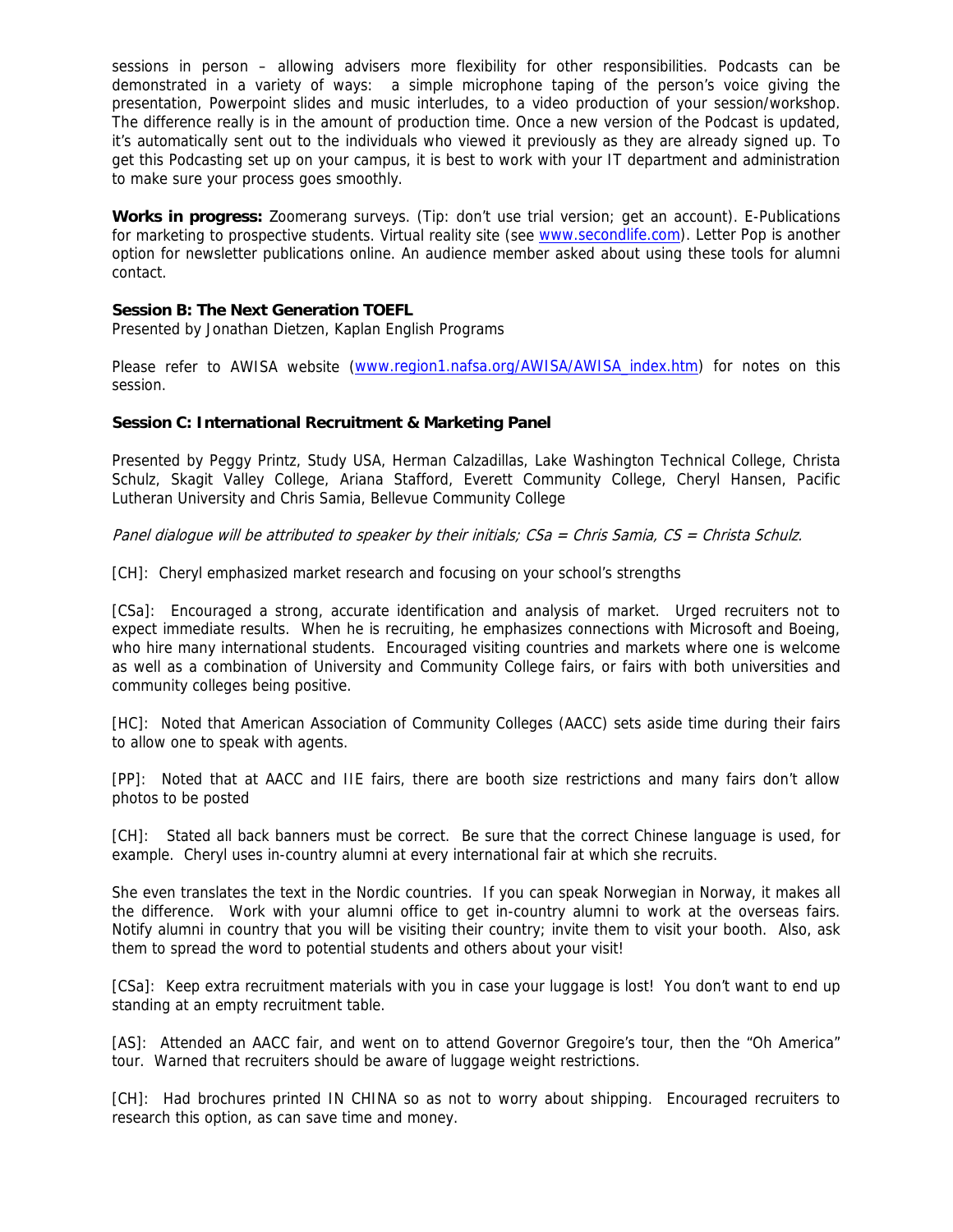sessions in person – allowing advisers more flexibility for other responsibilities. Podcasts can be demonstrated in a variety of ways: a simple microphone taping of the person's voice giving the presentation, Powerpoint slides and music interludes, to a video production of your session/workshop. The difference really is in the amount of production time. Once a new version of the Podcast is updated, it's automatically sent out to the individuals who viewed it previously as they are already signed up. To get this Podcasting set up on your campus, it is best to work with your IT department and administration to make sure your process goes smoothly.

**Works in progress:** Zoomerang surveys. (Tip: don't use trial version; get an account). E-Publications for marketing to prospective students. Virtual reality site (see www.secondlife.com). Letter Pop is another option for newsletter publications online. An audience member asked about using these tools for alumni contact.

**Session B: The Next Generation TOEFL**
Presented by Jonathan Dietzen, Kaplan English Programs

Please refer to AWISA website (www.region1.nafsa.org/AWISA/AWISA_index.htm) for notes on this session.

**Session C: International Recruitment & Marketing Panel**

Presented by Peggy Printz, Study USA, Herman Calzadillas, Lake Washington Technical College, Christa Schulz, Skagit Valley College, Ariana Stafford, Everett Community College, Cheryl Hansen, Pacific Lutheran University and Chris Samia, Bellevue Community College

*Panel dialogue will be attributed to speaker by their initials; CSa = Chris Samia, CS = Christa Schulz.*

[CH]: Cheryl emphasized market research and focusing on your school's strengths

[CSa]: Encouraged a strong, accurate identification and analysis of market. Urged recruiters not to expect immediate results. When he is recruiting, he emphasizes connections with Microsoft and Boeing, who hire many international students. Encouraged visiting countries and markets where one is welcome as well as a combination of University and Community College fairs, or fairs with both universities and community colleges being positive.

[HC]: Noted that American Association of Community Colleges (AACC) sets aside time during their fairs to allow one to speak with agents.

[PP]: Noted that at AACC and IIE fairs, there are booth size restrictions and many fairs don't allow photos to be posted

[CH]: Stated all back banners must be correct. Be sure that the correct Chinese language is used, for example. Cheryl uses in-country alumni at every international fair at which she recruits.

She even translates the text in the Nordic countries. If you can speak Norwegian in Norway, it makes all the difference. Work with your alumni office to get in-country alumni to work at the overseas fairs. Notify alumni in country that you will be visiting their country; invite them to visit your booth. Also, ask them to spread the word to potential students and others about your visit!

[CSa]: Keep extra recruitment materials with you in case your luggage is lost! You don't want to end up standing at an empty recruitment table.

[AS]: Attended an AACC fair, and went on to attend Governor Gregoire's tour, then the "Oh America" tour. Warned that recruiters should be aware of luggage weight restrictions.

[CH]: Had brochures printed IN CHINA so as not to worry about shipping. Encouraged recruiters to research this option, as can save time and money.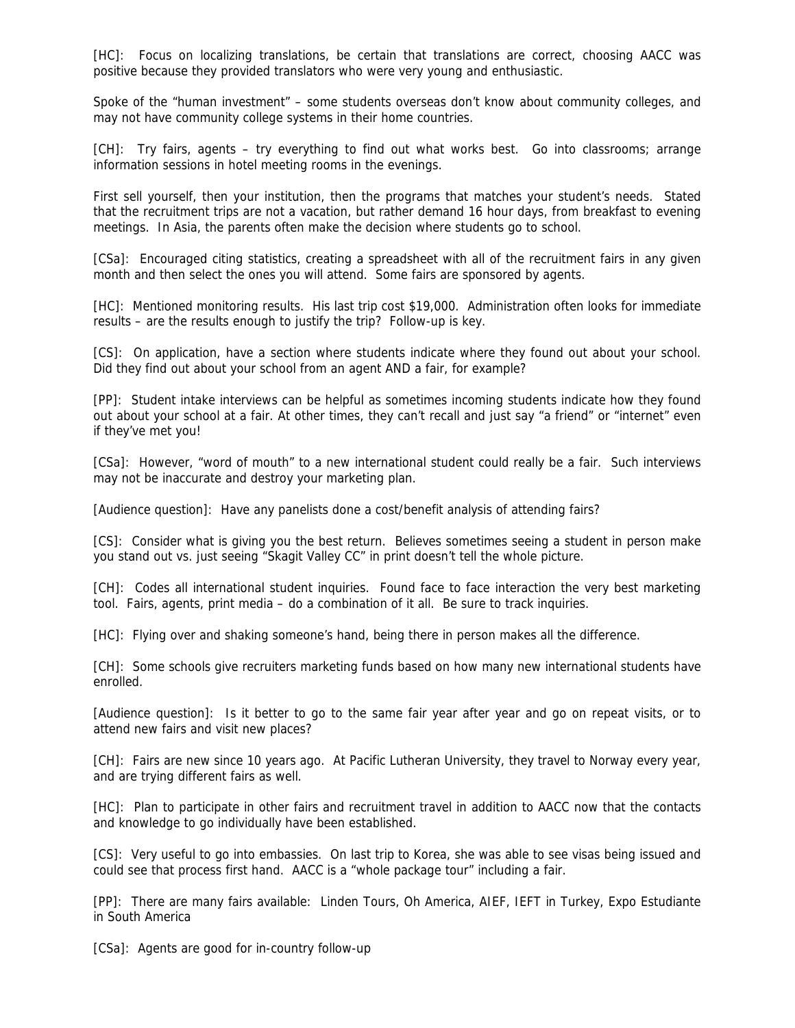[HC]: Focus on localizing translations, be certain that translations are correct, choosing AACC was positive because they provided translators who were very young and enthusiastic.

Spoke of the "human investment" – some students overseas don't know about community colleges, and may not have community college systems in their home countries.

[CH]: Try fairs, agents – try everything to find out what works best. Go into classrooms; arrange information sessions in hotel meeting rooms in the evenings.

First sell yourself, then your institution, then the programs that matches your student's needs. Stated that the recruitment trips are not a vacation, but rather demand 16 hour days, from breakfast to evening meetings. In Asia, the parents often make the decision where students go to school.

[CSa]: Encouraged citing statistics, creating a spreadsheet with all of the recruitment fairs in any given month and then select the ones you will attend. Some fairs are sponsored by agents.

[HC]: Mentioned monitoring results. His last trip cost $19,000. Administration often looks for immediate results – are the results enough to justify the trip? Follow-up is key.

[CS]: On application, have a section where students indicate where they found out about your school. Did they find out about your school from an agent AND a fair, for example?

[PP]: Student intake interviews can be helpful as sometimes incoming students indicate how they found out about your school at a fair. At other times, they can't recall and just say "a friend" or "internet" even if they've met you!

[CSa]: However, "word of mouth" to a new international student could really be a fair. Such interviews may not be inaccurate and destroy your marketing plan.

[Audience question]: Have any panelists done a cost/benefit analysis of attending fairs?

[CS]: Consider what is giving you the best return. Believes sometimes seeing a student in person make you stand out vs. just seeing "Skagit Valley CC" in print doesn't tell the whole picture.

[CH]: Codes all international student inquiries. Found face to face interaction the very best marketing tool. Fairs, agents, print media – do a combination of it all. Be sure to track inquiries.

[HC]: Flying over and shaking someone's hand, being there in person makes all the difference.

[CH]: Some schools give recruiters marketing funds based on how many new international students have enrolled.

[Audience question]: Is it better to go to the same fair year after year and go on repeat visits, or to attend new fairs and visit new places?

[CH]: Fairs are new since 10 years ago. At Pacific Lutheran University, they travel to Norway every year, and are trying different fairs as well.

[HC]: Plan to participate in other fairs and recruitment travel in addition to AACC now that the contacts and knowledge to go individually have been established.

[CS]: Very useful to go into embassies. On last trip to Korea, she was able to see visas being issued and could see that process first hand. AACC is a "whole package tour" including a fair.

[PP]: There are many fairs available: Linden Tours, Oh America, AIEF, IEFT in Turkey, Expo Estudiante in South America

[CSa]: Agents are good for in-country follow-up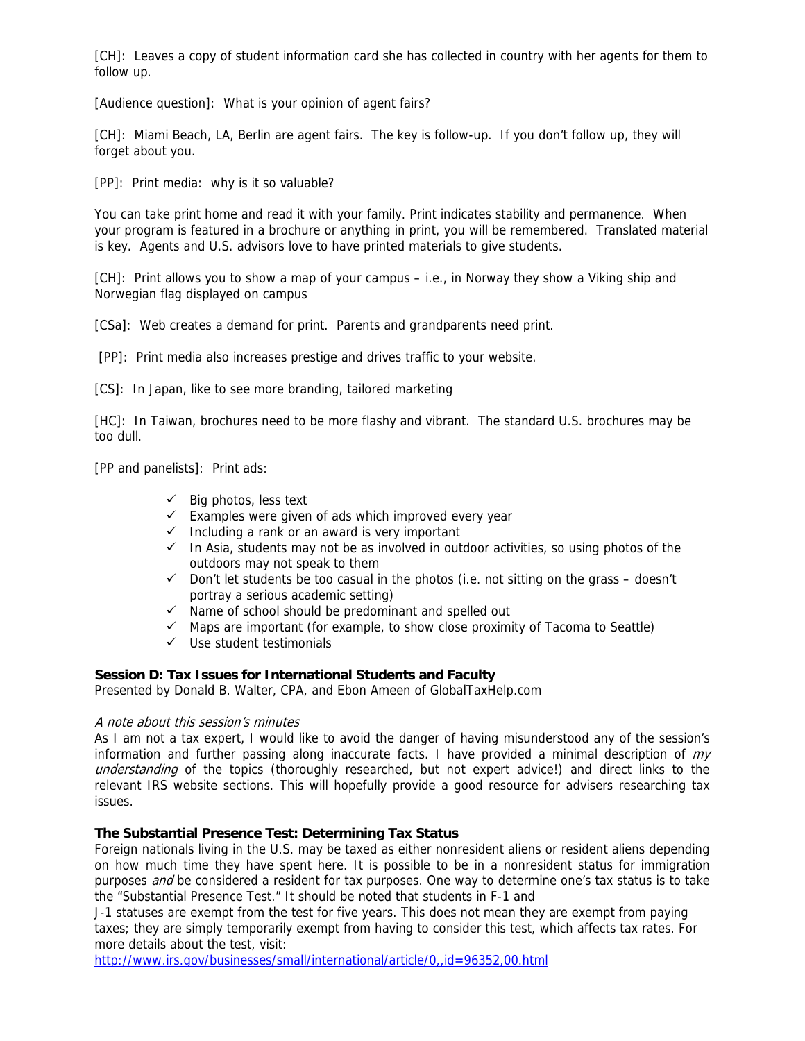[CH]: Leaves a copy of student information card she has collected in country with her agents for them to follow up.

[Audience question]: What is your opinion of agent fairs?

[CH]: Miami Beach, LA, Berlin are agent fairs. The key is follow-up. If you don't follow up, they will forget about you.

[PP]: Print media: why is it so valuable?

You can take print home and read it with your family. Print indicates stability and permanence. When your program is featured in a brochure or anything in print, you will be remembered. Translated material is key. Agents and U.S. advisors love to have printed materials to give students.

[CH]: Print allows you to show a map of your campus – i.e., in Norway they show a Viking ship and Norwegian flag displayed on campus

[CSa]: Web creates a demand for print. Parents and grandparents need print.

[PP]: Print media also increases prestige and drives traffic to your website.

[CS]: In Japan, like to see more branding, tailored marketing

[HC]: In Taiwan, brochures need to be more flashy and vibrant. The standard U.S. brochures may be too dull.

[PP and panelists]: Print ads:

- ✓ Big photos, less text
- ✓ Examples were given of ads which improved every year
- ✓ Including a rank or an award is very important
- ✓ In Asia, students may not be as involved in outdoor activities, so using photos of the outdoors may not speak to them
- ✓ Don't let students be too casual in the photos (i.e. not sitting on the grass – doesn't portray a serious academic setting)
- ✓ Name of school should be predominant and spelled out
- ✓ Maps are important (for example, to show close proximity of Tacoma to Seattle)
- ✓ Use student testimonials

**Session D: Tax Issues for International Students and Faculty**
Presented by Donald B. Walter, CPA, and Ebon Ameen of GlobalTaxHelp.com

*A note about this session's minutes*
As I am not a tax expert, I would like to avoid the danger of having misunderstood any of the session's information and further passing along inaccurate facts. I have provided a minimal description of *my understanding* of the topics (thoroughly researched, but not expert advice!) and direct links to the relevant IRS website sections. This will hopefully provide a good resource for advisers researching tax issues.

**The Substantial Presence Test: Determining Tax Status**
Foreign nationals living in the U.S. may be taxed as either nonresident aliens or resident aliens depending on how much time they have spent here. It is possible to be in a nonresident status for immigration purposes *and* be considered a resident for tax purposes. One way to determine one's tax status is to take the "Substantial Presence Test." It should be noted that students in F-1 and J-1 statuses are exempt from the test for five years. This does not mean they are exempt from paying taxes; they are simply temporarily exempt from having to consider this test, which affects tax rates. For more details about the test, visit:
http://www.irs.gov/businesses/small/international/article/0,,id=96352,00.html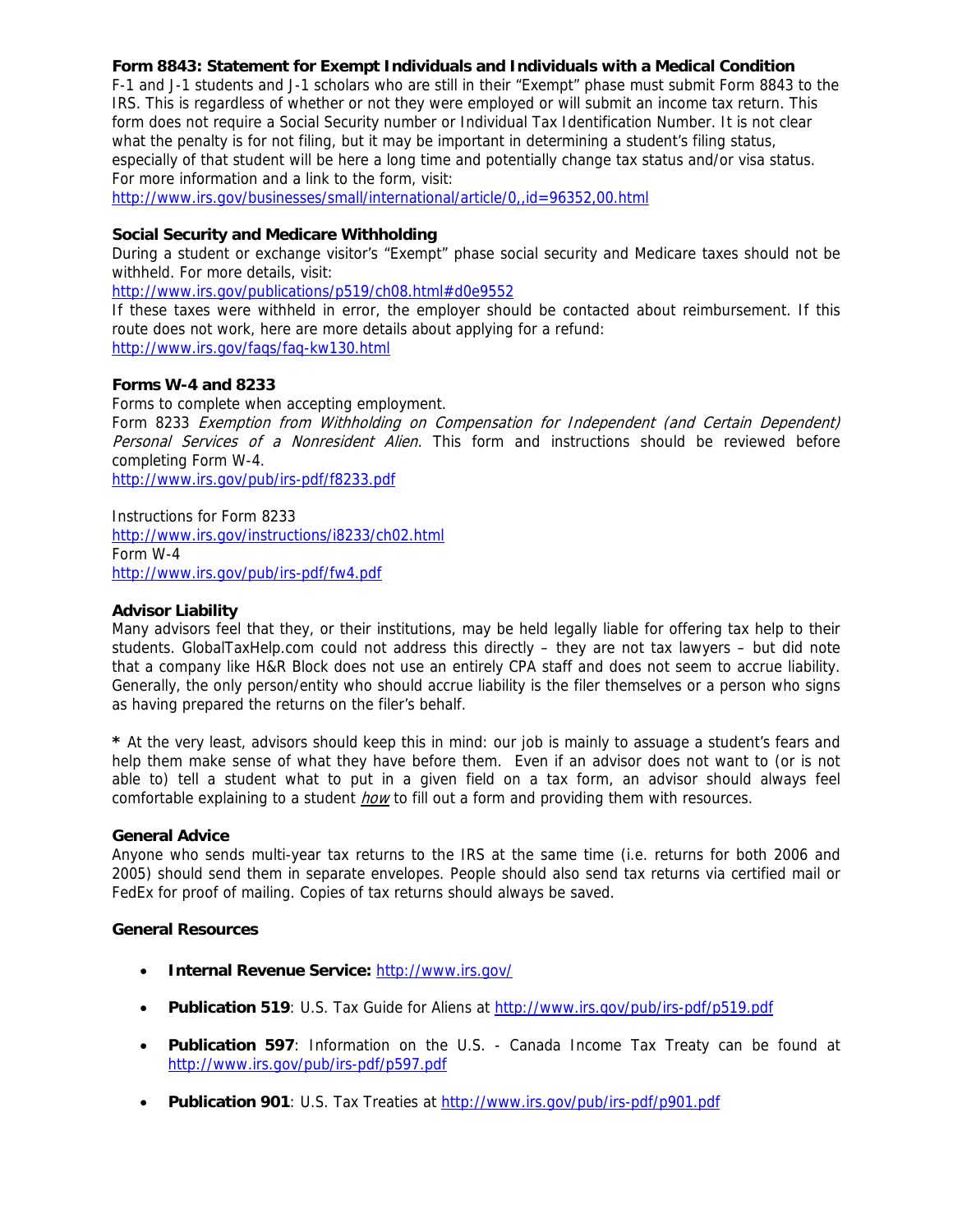### Form 8843: Statement for Exempt Individuals and Individuals with a Medical Condition

F-1 and J-1 students and J-1 scholars who are still in their "Exempt" phase must submit Form 8843 to the IRS. This is regardless of whether or not they were employed or will submit an income tax return. This form does not require a Social Security number or Individual Tax Identification Number. It is not clear what the penalty is for not filing, but it may be important in determining a student's filing status, especially of that student will be here a long time and potentially change tax status and/or visa status. For more information and a link to the form, visit:
http://www.irs.gov/businesses/small/international/article/0,,id=96352,00.html

### Social Security and Medicare Withholding

During a student or exchange visitor's "Exempt" phase social security and Medicare taxes should not be withheld. For more details, visit:
http://www.irs.gov/publications/p519/ch08.html#d0e9552
If these taxes were withheld in error, the employer should be contacted about reimbursement. If this route does not work, here are more details about applying for a refund:
http://www.irs.gov/faqs/faq-kw130.html

### Forms W-4 and 8233

Forms to complete when accepting employment.
Form 8233 *Exemption from Withholding on Compensation for Independent (and Certain Dependent) Personal Services of a Nonresident Alien.* This form and instructions should be reviewed before completing Form W-4.
http://www.irs.gov/pub/irs-pdf/f8233.pdf

Instructions for Form 8233
http://www.irs.gov/instructions/i8233/ch02.html
Form W-4
http://www.irs.gov/pub/irs-pdf/fw4.pdf

### Advisor Liability

Many advisors feel that they, or their institutions, may be held legally liable for offering tax help to their students. GlobalTaxHelp.com could not address this directly – they are not tax lawyers – but did note that a company like H&R Block does not use an entirely CPA staff and does not seem to accrue liability. Generally, the only person/entity who should accrue liability is the filer themselves or a person who signs as having prepared the returns on the filer's behalf.

**\*** At the very least, advisors should keep this in mind: our job is mainly to assuage a student's fears and help them make sense of what they have before them. Even if an advisor does not want to (or is not able to) tell a student what to put in a given field on a tax form, an advisor should always feel comfortable explaining to a student *how* to fill out a form and providing them with resources.

### General Advice

Anyone who sends multi-year tax returns to the IRS at the same time (i.e. returns for both 2006 and 2005) should send them in separate envelopes. People should also send tax returns via certified mail or FedEx for proof of mailing. Copies of tax returns should always be saved.

### General Resources

- **Internal Revenue Service:** http://www.irs.gov/
- **Publication 519**: U.S. Tax Guide for Aliens at http://www.irs.gov/pub/irs-pdf/p519.pdf
- **Publication 597**: Information on the U.S. - Canada Income Tax Treaty can be found at http://www.irs.gov/pub/irs-pdf/p597.pdf
- **Publication 901**: U.S. Tax Treaties at http://www.irs.gov/pub/irs-pdf/p901.pdf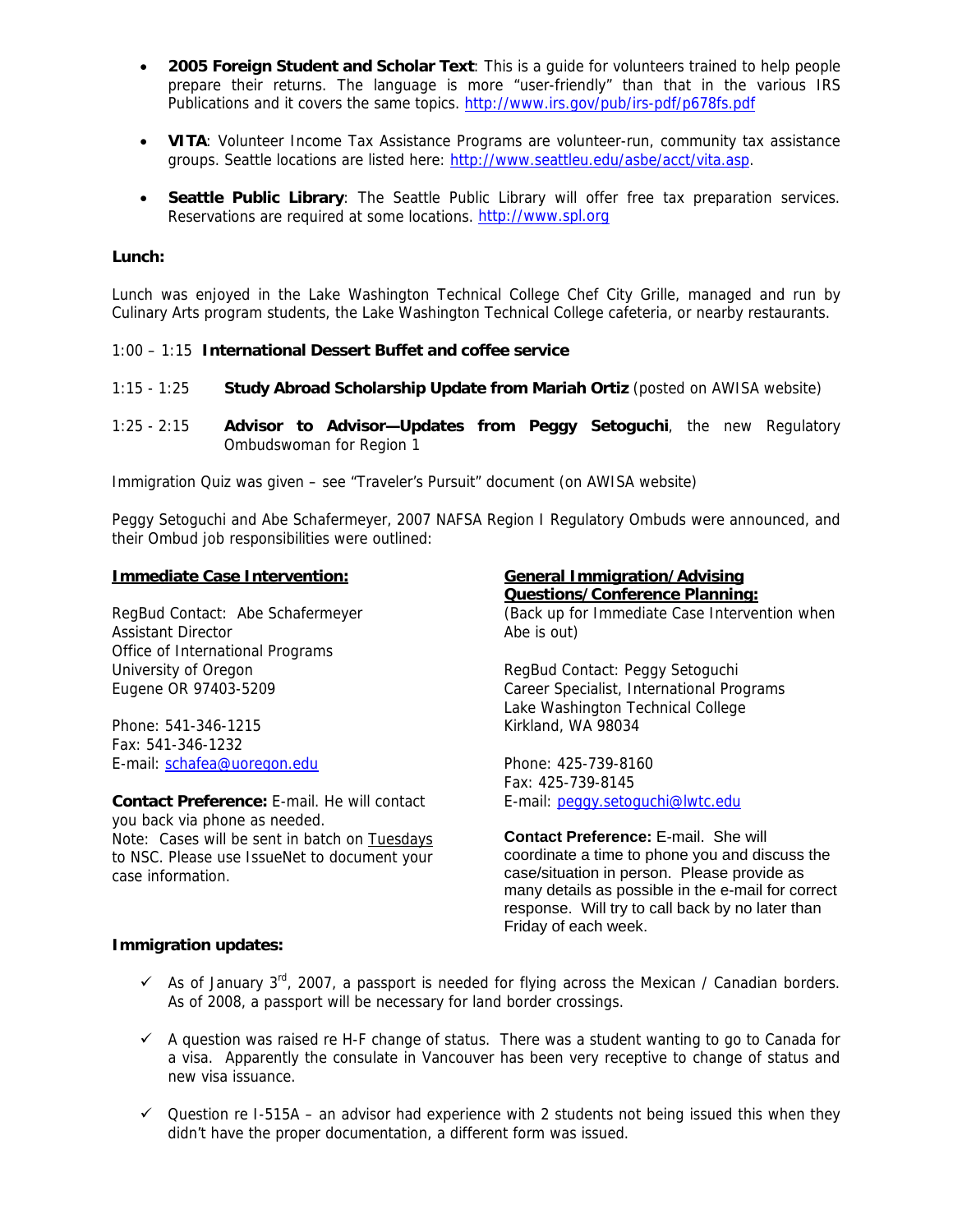- **2005 Foreign Student and Scholar Text**: This is a guide for volunteers trained to help people prepare their returns. The language is more "user-friendly" than that in the various IRS Publications and it covers the same topics. http://www.irs.gov/pub/irs-pdf/p678fs.pdf

- **VITA**: Volunteer Income Tax Assistance Programs are volunteer-run, community tax assistance groups. Seattle locations are listed here: http://www.seattleu.edu/asbe/acct/vita.asp.

- **Seattle Public Library**: The Seattle Public Library will offer free tax preparation services. Reservations are required at some locations. http://www.spl.org

**Lunch:**

Lunch was enjoyed in the Lake Washington Technical College Chef City Grille, managed and run by Culinary Arts program students, the Lake Washington Technical College cafeteria, or nearby restaurants.

1:00 – 1:15 **International Dessert Buffet and coffee service**

1:15 - 1:25 **Study Abroad Scholarship Update from Mariah Ortiz** (posted on AWISA website)

1:25 - 2:15 **Advisor to Advisor—Updates from Peggy Setoguchi**, the new Regulatory Ombudswoman for Region 1

Immigration Quiz was given – see "Traveler's Pursuit" document (on AWISA website)

Peggy Setoguchi and Abe Schafermeyer, 2007 NAFSA Region I Regulatory Ombuds were announced, and their Ombud job responsibilities were outlined:

**Immediate Case Intervention:**

RegBud Contact: Abe Schafermeyer
Assistant Director
Office of International Programs
University of Oregon
Eugene OR 97403-5209

Phone: 541-346-1215
Fax: 541-346-1232
E-mail: schafea@uoregon.edu

**Contact Preference:** E-mail. He will contact you back via phone as needed.
Note: Cases will be sent in batch on Tuesdays to NSC. Please use IssueNet to document your case information.

**General Immigration/Advising Questions/Conference Planning:**
(Back up for Immediate Case Intervention when Abe is out)

RegBud Contact: Peggy Setoguchi
Career Specialist, International Programs
Lake Washington Technical College
Kirkland, WA 98034

Phone: 425-739-8160
Fax: 425-739-8145
E-mail: peggy.setoguchi@lwtc.edu

**Contact Preference:** E-mail. She will coordinate a time to phone you and discuss the case/situation in person. Please provide as many details as possible in the e-mail for correct response. Will try to call back by no later than Friday of each week.

**Immigration updates:**

- ✓ As of January 3rd, 2007, a passport is needed for flying across the Mexican / Canadian borders. As of 2008, a passport will be necessary for land border crossings.

- ✓ A question was raised re H-F change of status. There was a student wanting to go to Canada for a visa. Apparently the consulate in Vancouver has been very receptive to change of status and new visa issuance.

- ✓ Question re I-515A – an advisor had experience with 2 students not being issued this when they didn't have the proper documentation, a different form was issued.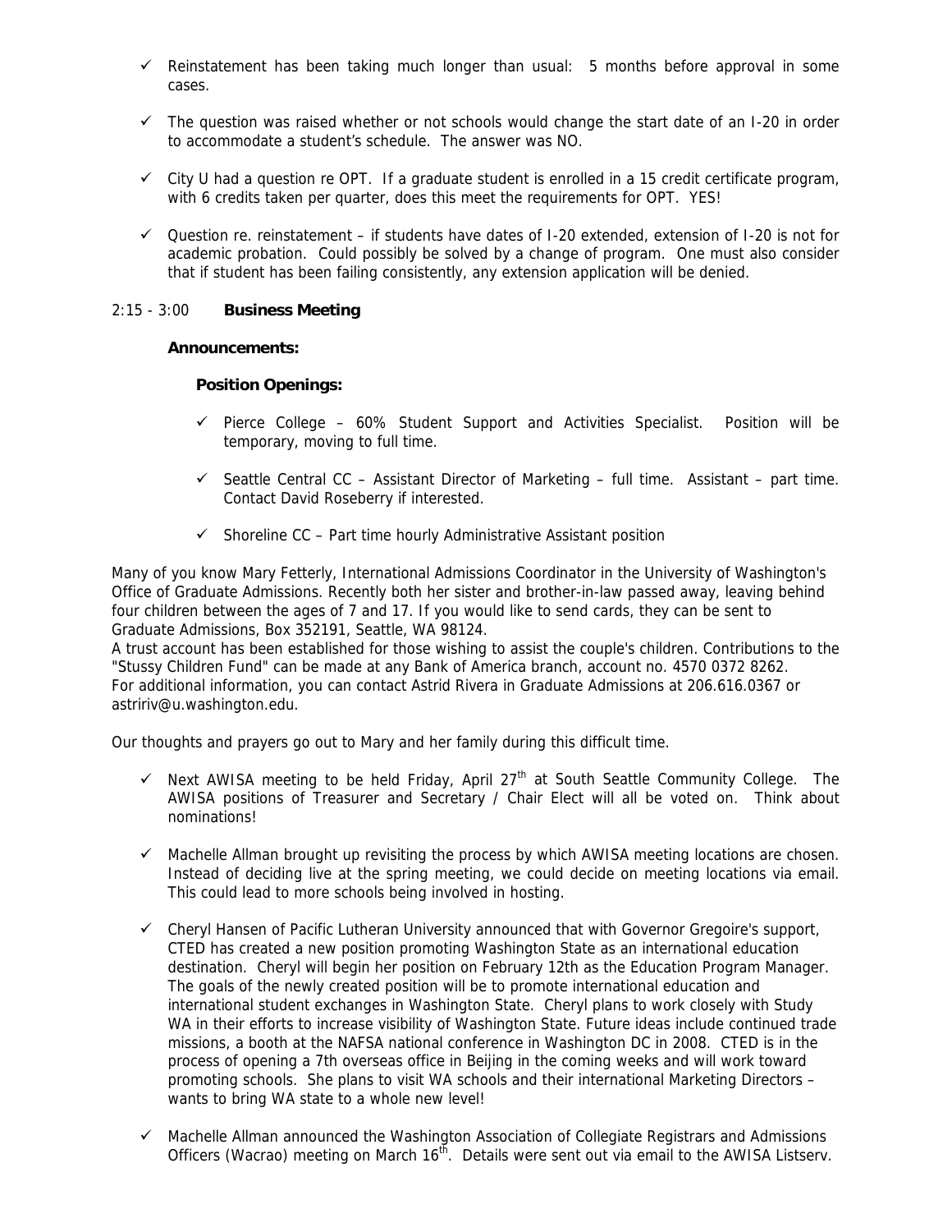- ✓ Reinstatement has been taking much longer than usual: 5 months before approval in some cases.

- ✓ The question was raised whether or not schools would change the start date of an I-20 in order to accommodate a student's schedule. The answer was NO.

- ✓ City U had a question re OPT. If a graduate student is enrolled in a 15 credit certificate program, with 6 credits taken per quarter, does this meet the requirements for OPT. YES!

- ✓ Question re. reinstatement – if students have dates of I-20 extended, extension of I-20 is not for academic probation. Could possibly be solved by a change of program. One must also consider that if student has been failing consistently, any extension application will be denied.

2:15 - 3:00 **Business Meeting**

**Announcements:**

**Position Openings:**

- ✓ Pierce College – 60% Student Support and Activities Specialist. Position will be temporary, moving to full time.

- ✓ Seattle Central CC – Assistant Director of Marketing – full time. Assistant – part time. Contact David Roseberry if interested.

- ✓ Shoreline CC – Part time hourly Administrative Assistant position

Many of you know Mary Fetterly, International Admissions Coordinator in the University of Washington's Office of Graduate Admissions. Recently both her sister and brother-in-law passed away, leaving behind four children between the ages of 7 and 17. If you would like to send cards, they can be sent to Graduate Admissions, Box 352191, Seattle, WA 98124.
A trust account has been established for those wishing to assist the couple's children. Contributions to the "Stussy Children Fund" can be made at any Bank of America branch, account no. 4570 0372 8262.
For additional information, you can contact Astrid Rivera in Graduate Admissions at 206.616.0367 or astririv@u.washington.edu.

Our thoughts and prayers go out to Mary and her family during this difficult time.

- ✓ Next AWISA meeting to be held Friday, April 27th at South Seattle Community College. The AWISA positions of Treasurer and Secretary / Chair Elect will all be voted on. Think about nominations!

- ✓ Machelle Allman brought up revisiting the process by which AWISA meeting locations are chosen. Instead of deciding live at the spring meeting, we could decide on meeting locations via email. This could lead to more schools being involved in hosting.

- ✓ Cheryl Hansen of Pacific Lutheran University announced that with Governor Gregoire's support, CTED has created a new position promoting Washington State as an international education destination. Cheryl will begin her position on February 12th as the Education Program Manager. The goals of the newly created position will be to promote international education and international student exchanges in Washington State. Cheryl plans to work closely with Study WA in their efforts to increase visibility of Washington State. Future ideas include continued trade missions, a booth at the NAFSA national conference in Washington DC in 2008. CTED is in the process of opening a 7th overseas office in Beijing in the coming weeks and will work toward promoting schools. She plans to visit WA schools and their international Marketing Directors – wants to bring WA state to a whole new level!

- ✓ Machelle Allman announced the Washington Association of Collegiate Registrars and Admissions Officers (Wacrao) meeting on March 16th. Details were sent out via email to the AWISA Listserv.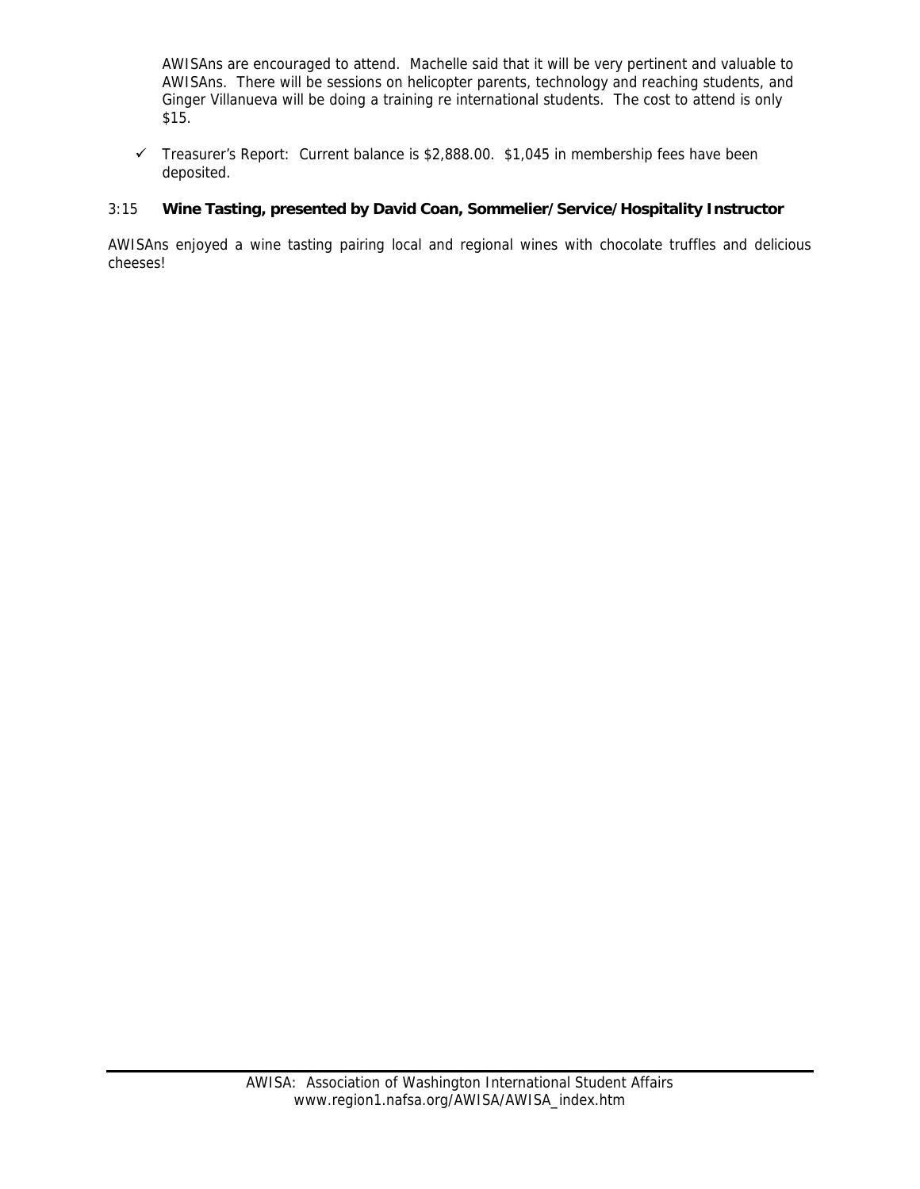AWISAns are encouraged to attend. Machelle said that it will be very pertinent and valuable to AWISAns. There will be sessions on helicopter parents, technology and reaching students, and Ginger Villanueva will be doing a training re international students. The cost to attend is only $15.

- ✓ Treasurer's Report: Current balance is $2,888.00. $1,045 in membership fees have been deposited.

3:15 **Wine Tasting, presented by David Coan, Sommelier/Service/Hospitality Instructor**

AWISAns enjoyed a wine tasting pairing local and regional wines with chocolate truffles and delicious cheeses!